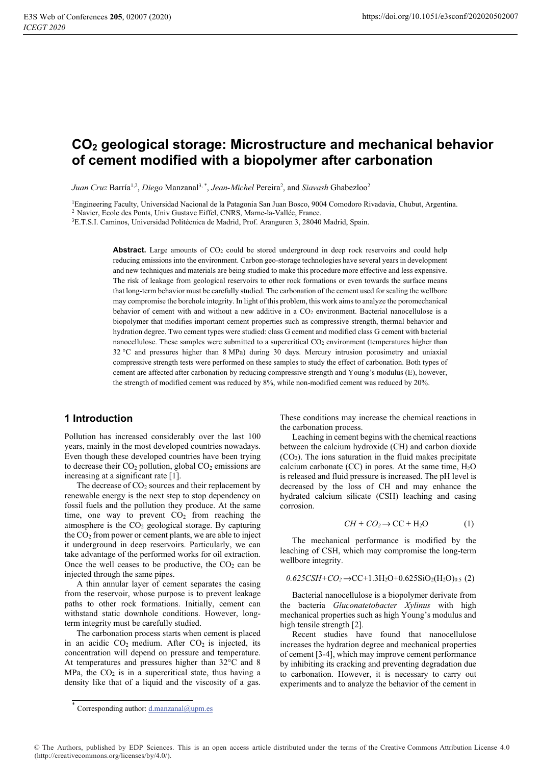# $CO_2$ geological storage: Microstructure and mechanical behavior of cement modified with a biopolymer after carbonation

*Juan Cruz* Barría[1,2], *Diego* Manzanal[3,*], *Jean-Michel* Pereira[2], and *Siavash* Ghabezloo[2]

[1]Engineering Faculty, Universidad Nacional de la Patagonia San Juan Bosco, 9004 Comodoro Rivadavia, Chubut, Argentina.
[2] Navier, Ecole des Ponts, Univ Gustave Eiffel, CNRS, Marne-la-Vallée, France.
[3]E.T.S.I. Caminos, Universidad Politécnica de Madrid, Prof. Aranguren 3, 28040 Madrid, Spain.

**Abstract.** Large amounts of $CO_2$ could be stored underground in deep rock reservoirs and could help reducing emissions into the environment. Carbon geo-storage technologies have several years in development and new techniques and materials are being studied to make this procedure more effective and less expensive. The risk of leakage from geological reservoirs to other rock formations or even towards the surface means that long-term behavior must be carefully studied. The carbonation of the cement used for sealing the wellbore may compromise the borehole integrity. In light of this problem, this work aims to analyze the poromechanical behavior of cement with and without a new additive in a $CO_2$ environment. Bacterial nanocellulose is a biopolymer that modifies important cement properties such as compressive strength, thermal behavior and hydration degree. Two cement types were studied: class G cement and modified class G cement with bacterial nanocellulose. These samples were submitted to a supercritical $CO_2$ environment (temperatures higher than 32 °C and pressures higher than 8 MPa) during 30 days. Mercury intrusion porosimetry and uniaxial compressive strength tests were performed on these samples to study the effect of carbonation. Both types of cement are affected after carbonation by reducing compressive strength and Young's modulus (E), however, the strength of modified cement was reduced by 8%, while non-modified cement was reduced by 20%.

## 1 Introduction

Pollution has increased considerably over the last 100 years, mainly in the most developed countries nowadays. Even though these developed countries have been trying to decrease their $CO_2$ pollution, global $CO_2$ emissions are increasing at a significant rate [1].

The decrease of $CO_2$ sources and their replacement by renewable energy is the next step to stop dependency on fossil fuels and the pollution they produce. At the same time, one way to prevent $CO_2$ from reaching the atmosphere is the $CO_2$ geological storage. By capturing the $CO_2$ from power or cement plants, we are able to inject it underground in deep reservoirs. Particularly, we can take advantage of the performed works for oil extraction. Once the well ceases to be productive, the $CO_2$ can be injected through the same pipes.

A thin annular layer of cement separates the casing from the reservoir, whose purpose is to prevent leakage paths to other rock formations. Initially, cement can withstand static downhole conditions. However, long-term integrity must be carefully studied.

The carbonation process starts when cement is placed in an acidic $CO_2$ medium. After $CO_2$ is injected, its concentration will depend on pressure and temperature. At temperatures and pressures higher than 32°C and 8 MPa, the $CO_2$ is in a supercritical state, thus having a density like that of a liquid and the viscosity of a gas. These conditions may increase the chemical reactions in the carbonation process.

Leaching in cement begins with the chemical reactions between the calcium hydroxide (CH) and carbon dioxide ($CO_2$). The ions saturation in the fluid makes precipitate calcium carbonate (CC) in pores. At the same time, $H_2O$ is released and fluid pressure is increased. The pH level is decreased by the loss of CH and may enhance the hydrated calcium silicate (CSH) leaching and casing corrosion.

$$CH + CO_2 \rightarrow CC + H_2O \qquad (1)$$

The mechanical performance is modified by the leaching of CSH, which may compromise the long-term wellbore integrity.

$$0.625CSH + CO_2 \rightarrow CC + 1.3H_2O + 0.625SiO_2(H_2O)_{0.5} \qquad (2)$$

Bacterial nanocellulose is a biopolymer derivate from the bacteria *Gluconatetobacter Xylinus* with high mechanical properties such as high Young's modulus and high tensile strength [2].

Recent studies have found that nanocellulose increases the hydration degree and mechanical properties of cement [3-4], which may improve cement performance by inhibiting its cracking and preventing degradation due to carbonation. However, it is necessary to carry out experiments and to analyze the behavior of the cement in

* Corresponding author: d.manzanal@upm.es

© The Authors, published by EDP Sciences. This is an open access article distributed under the terms of the Creative Commons Attribution License 4.0 (http://creativecommons.org/licenses/by/4.0/).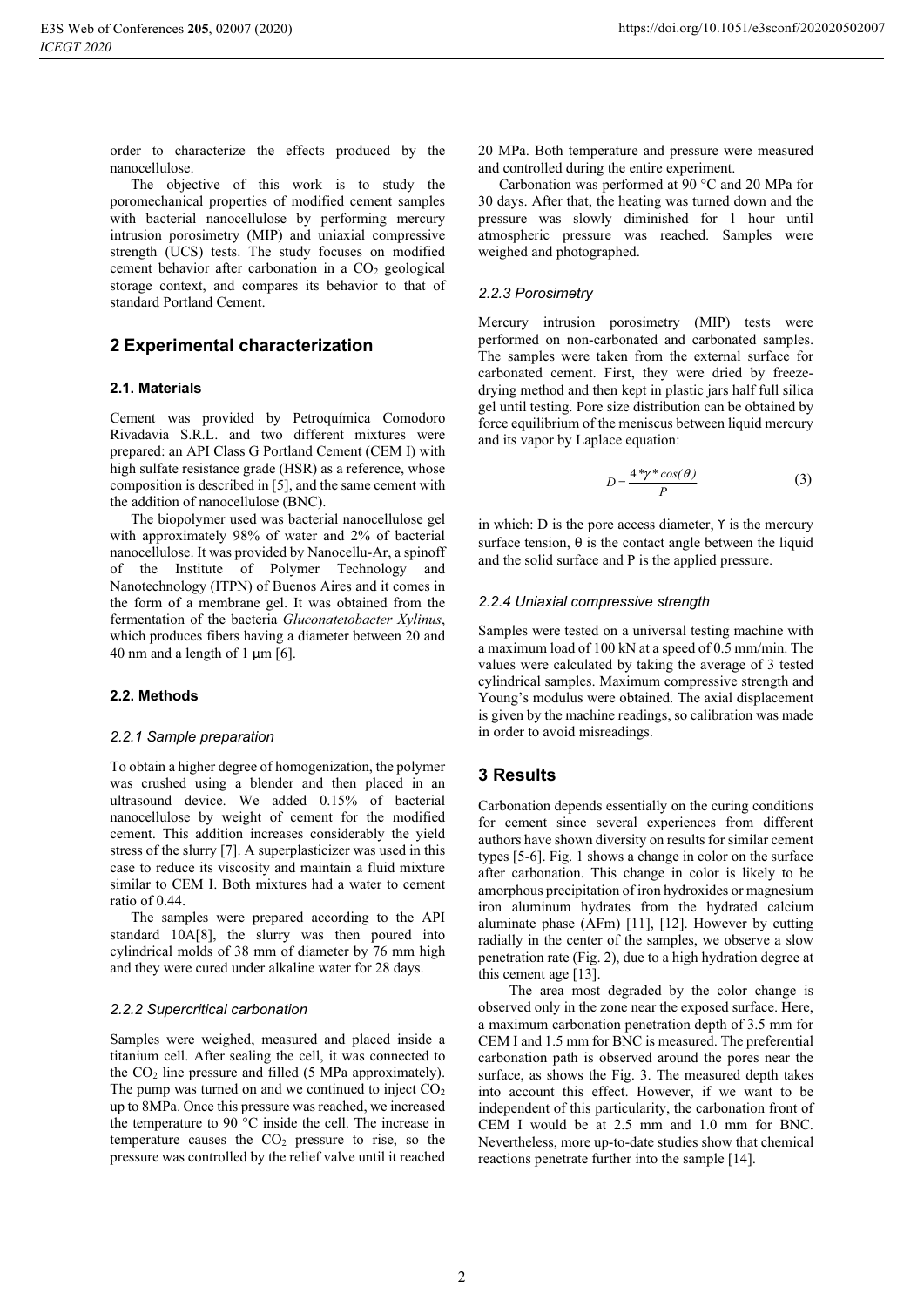order to characterize the effects produced by the nanocellulose.

The objective of this work is to study the poromechanical properties of modified cement samples with bacterial nanocellulose by performing mercury intrusion porosimetry (MIP) and uniaxial compressive strength (UCS) tests. The study focuses on modified cement behavior after carbonation in a $CO_2$ geological storage context, and compares its behavior to that of standard Portland Cement.

## 2 Experimental characterization

### 2.1. Materials

Cement was provided by Petroquímica Comodoro Rivadavia S.R.L. and two different mixtures were prepared: an API Class G Portland Cement (CEM I) with high sulfate resistance grade (HSR) as a reference, whose composition is described in [5], and the same cement with the addition of nanocellulose (BNC).

The biopolymer used was bacterial nanocellulose gel with approximately 98% of water and 2% of bacterial nanocellulose. It was provided by Nanocellu-Ar, a spinoff of the Institute of Polymer Technology and Nanotechnology (ITPN) of Buenos Aires and it comes in the form of a membrane gel. It was obtained from the fermentation of the bacteria *Gluconatetobacter Xylinus*, which produces fibers having a diameter between 20 and 40 nm and a length of 1 μm [6].

### 2.2. Methods

#### *2.2.1 Sample preparation*

To obtain a higher degree of homogenization, the polymer was crushed using a blender and then placed in an ultrasound device. We added 0.15% of bacterial nanocellulose by weight of cement for the modified cement. This addition increases considerably the yield stress of the slurry [7]. A superplasticizer was used in this case to reduce its viscosity and maintain a fluid mixture similar to CEM I. Both mixtures had a water to cement ratio of 0.44.

The samples were prepared according to the API standard 10A[8], the slurry was then poured into cylindrical molds of 38 mm of diameter by 76 mm high and they were cured under alkaline water for 28 days.

#### *2.2.2 Supercritical carbonation*

Samples were weighed, measured and placed inside a titanium cell. After sealing the cell, it was connected to the $CO_2$ line pressure and filled (5 MPa approximately). The pump was turned on and we continued to inject $CO_2$ up to 8MPa. Once this pressure was reached, we increased the temperature to 90 °C inside the cell. The increase in temperature causes the $CO_2$ pressure to rise, so the pressure was controlled by the relief valve until it reached 20 MPa. Both temperature and pressure were measured and controlled during the entire experiment.

Carbonation was performed at 90 °C and 20 MPa for 30 days. After that, the heating was turned down and the pressure was slowly diminished for 1 hour until atmospheric pressure was reached. Samples were weighed and photographed.

#### *2.2.3 Porosimetry*

Mercury intrusion porosimetry (MIP) tests were performed on non-carbonated and carbonated samples. The samples were taken from the external surface for carbonated cement. First, they were dried by freeze-drying method and then kept in plastic jars half full silica gel until testing. Pore size distribution can be obtained by force equilibrium of the meniscus between liquid mercury and its vapor by Laplace equation:

$$D = \frac{4 * \gamma * \cos(\theta)}{P} \tag{3}$$

in which: D is the pore access diameter, ϒ is the mercury surface tension, θ is the contact angle between the liquid and the solid surface and P is the applied pressure.

#### *2.2.4 Uniaxial compressive strength*

Samples were tested on a universal testing machine with a maximum load of 100 kN at a speed of 0.5 mm/min. The values were calculated by taking the average of 3 tested cylindrical samples. Maximum compressive strength and Young's modulus were obtained. The axial displacement is given by the machine readings, so calibration was made in order to avoid misreadings.

## 3 Results

Carbonation depends essentially on the curing conditions for cement since several experiences from different authors have shown diversity on results for similar cement types [5-6]. Fig. 1 shows a change in color on the surface after carbonation. This change in color is likely to be amorphous precipitation of iron hydroxides or magnesium iron aluminum hydrates from the hydrated calcium aluminate phase (AFm) [11], [12]. However by cutting radially in the center of the samples, we observe a slow penetration rate (Fig. 2), due to a high hydration degree at this cement age [13].

The area most degraded by the color change is observed only in the zone near the exposed surface. Here, a maximum carbonation penetration depth of 3.5 mm for CEM I and 1.5 mm for BNC is measured. The preferential carbonation path is observed around the pores near the surface, as shows the Fig. 3. The measured depth takes into account this effect. However, if we want to be independent of this particularity, the carbonation front of CEM I would be at 2.5 mm and 1.0 mm for BNC. Nevertheless, more up-to-date studies show that chemical reactions penetrate further into the sample [14].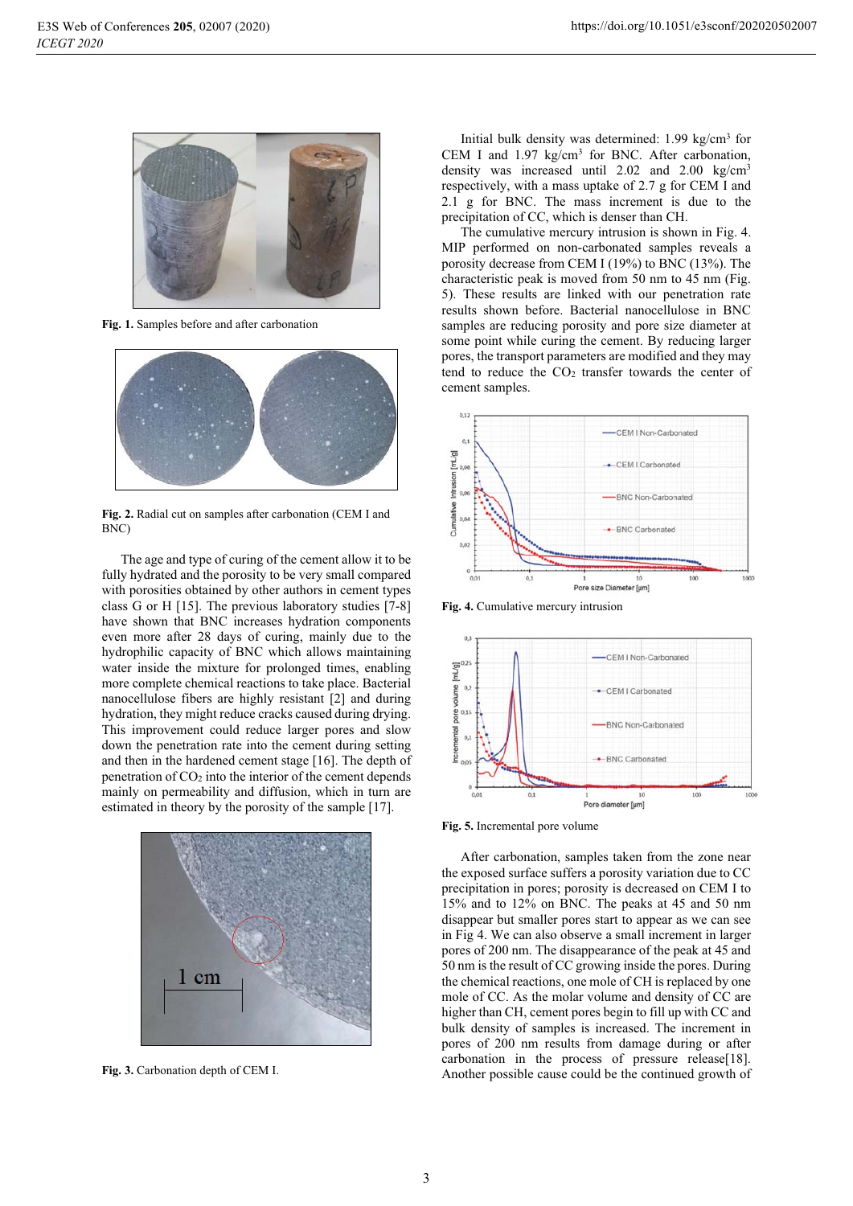Fig. 1. Samples before and after carbonation

Fig. 2. Radial cut on samples after carbonation (CEM I and BNC)

The age and type of curing of the cement allow it to be fully hydrated and the porosity to be very small compared with porosities obtained by other authors in cement types class G or H [15]. The previous laboratory studies [7-8] have shown that BNC increases hydration components even more after 28 days of curing, mainly due to the hydrophilic capacity of BNC which allows maintaining water inside the mixture for prolonged times, enabling more complete chemical reactions to take place. Bacterial nanocellulose fibers are highly resistant [2] and during hydration, they might reduce cracks caused during drying. This improvement could reduce larger pores and slow down the penetration rate into the cement during setting and then in the hardened cement stage [16]. The depth of penetration of $CO_2$ into the interior of the cement depends mainly on permeability and diffusion, which in turn are estimated in theory by the porosity of the sample [17].

Fig. 3. Carbonation depth of CEM I.

Initial bulk density was determined: 1.99 kg/cm$^3$ for CEM I and 1.97 kg/cm$^3$ for BNC. After carbonation, density was increased until 2.02 and 2.00 kg/cm$^3$ respectively, with a mass uptake of 2.7 g for CEM I and 2.1 g for BNC. The mass increment is due to the precipitation of CC, which is denser than CH.

The cumulative mercury intrusion is shown in Fig. 4. MIP performed on non-carbonated samples reveals a porosity decrease from CEM I (19%) to BNC (13%). The characteristic peak is moved from 50 nm to 45 nm (Fig. 5). These results are linked with our penetration rate results shown before. Bacterial nanocellulose in BNC samples are reducing porosity and pore size diameter at some point while curing the cement. By reducing larger pores, the transport parameters are modified and they may tend to reduce the $CO_2$ transfer towards the center of cement samples.

Fig. 4. Cumulative mercury intrusion

Fig. 5. Incremental pore volume

After carbonation, samples taken from the zone near the exposed surface suffers a porosity variation due to CC precipitation in pores; porosity is decreased on CEM I to 15% and to 12% on BNC. The peaks at 45 and 50 nm disappear but smaller pores start to appear as we can see in Fig 4. We can also observe a small increment in larger pores of 200 nm. The disappearance of the peak at 45 and 50 nm is the result of CC growing inside the pores. During the chemical reactions, one mole of CH is replaced by one mole of CC. As the molar volume and density of CC are higher than CH, cement pores begin to fill up with CC and bulk density of samples is increased. The increment in pores of 200 nm results from damage during or after carbonation in the process of pressure release[18]. Another possible cause could be the continued growth of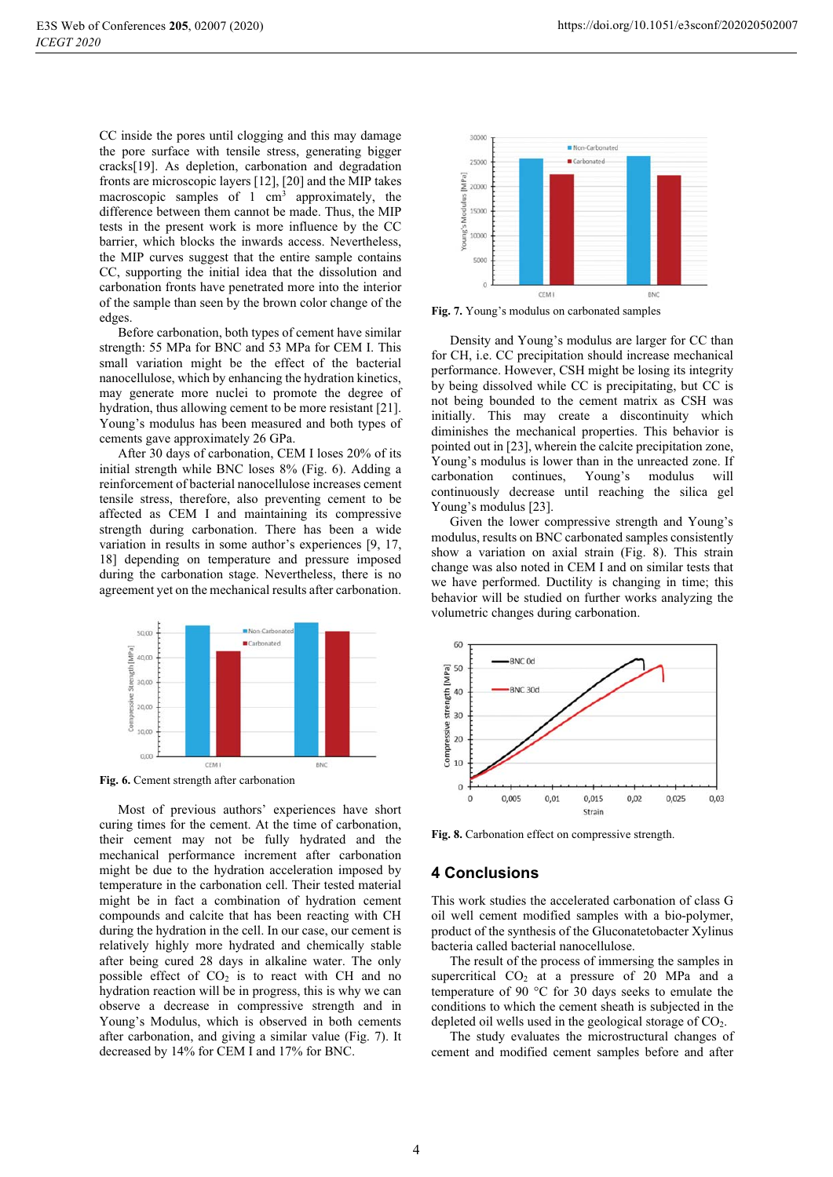CC inside the pores until clogging and this may damage the pore surface with tensile stress, generating bigger cracks[19]. As depletion, carbonation and degradation fronts are microscopic layers [12], [20] and the MIP takes macroscopic samples of 1 $cm^3$ approximately, the difference between them cannot be made. Thus, the MIP tests in the present work is more influence by the CC barrier, which blocks the inwards access. Nevertheless, the MIP curves suggest that the entire sample contains CC, supporting the initial idea that the dissolution and carbonation fronts have penetrated more into the interior of the sample than seen by the brown color change of the edges.

Before carbonation, both types of cement have similar strength: 55 MPa for BNC and 53 MPa for CEM I. This small variation might be the effect of the bacterial nanocellulose, which by enhancing the hydration kinetics, may generate more nuclei to promote the degree of hydration, thus allowing cement to be more resistant [21]. Young's modulus has been measured and both types of cements gave approximately 26 GPa.

After 30 days of carbonation, CEM I loses 20% of its initial strength while BNC loses 8% (Fig. 6). Adding a reinforcement of bacterial nanocellulose increases cement tensile stress, therefore, also preventing cement to be affected as CEM I and maintaining its compressive strength during carbonation. There has been a wide variation in results in some author's experiences [9, 17, 18] depending on temperature and pressure imposed during the carbonation stage. Nevertheless, there is no agreement yet on the mechanical results after carbonation.

**Fig. 6.** Cement strength after carbonation

Most of previous authors' experiences have short curing times for the cement. At the time of carbonation, their cement may not be fully hydrated and the mechanical performance increment after carbonation might be due to the hydration acceleration imposed by temperature in the carbonation cell. Their tested material might be in fact a combination of hydration cement compounds and calcite that has been reacting with CH during the hydration in the cell. In our case, our cement is relatively highly more hydrated and chemically stable after being cured 28 days in alkaline water. The only possible effect of $CO_2$ is to react with CH and no hydration reaction will be in progress, this is why we can observe a decrease in compressive strength and in Young's Modulus, which is observed in both cements after carbonation, and giving a similar value (Fig. 7). It decreased by 14% for CEM I and 17% for BNC.

**Fig. 7.** Young's modulus on carbonated samples

Density and Young's modulus are larger for CC than for CH, i.e. CC precipitation should increase mechanical performance. However, CSH might be losing its integrity by being dissolved while CC is precipitating, but CC is not being bounded to the cement matrix as CSH was initially. This may create a discontinuity which diminishes the mechanical properties. This behavior is pointed out in [23], wherein the calcite precipitation zone, Young's modulus is lower than in the unreacted zone. If carbonation continues, Young's modulus will continuously decrease until reaching the silica gel Young's modulus [23].

Given the lower compressive strength and Young's modulus, results on BNC carbonated samples consistently show a variation on axial strain (Fig. 8). This strain change was also noted in CEM I and on similar tests that we have performed. Ductility is changing in time; this behavior will be studied on further works analyzing the volumetric changes during carbonation.

**Fig. 8.** Carbonation effect on compressive strength.

## 4 Conclusions

This work studies the accelerated carbonation of class G oil well cement modified samples with a bio-polymer, product of the synthesis of the Gluconatetobacter Xylinus bacteria called bacterial nanocellulose.

The result of the process of immersing the samples in supercritical $CO_2$ at a pressure of 20 MPa and a temperature of 90 °C for 30 days seeks to emulate the conditions to which the cement sheath is subjected in the depleted oil wells used in the geological storage of $CO_2$.

The study evaluates the microstructural changes of cement and modified cement samples before and after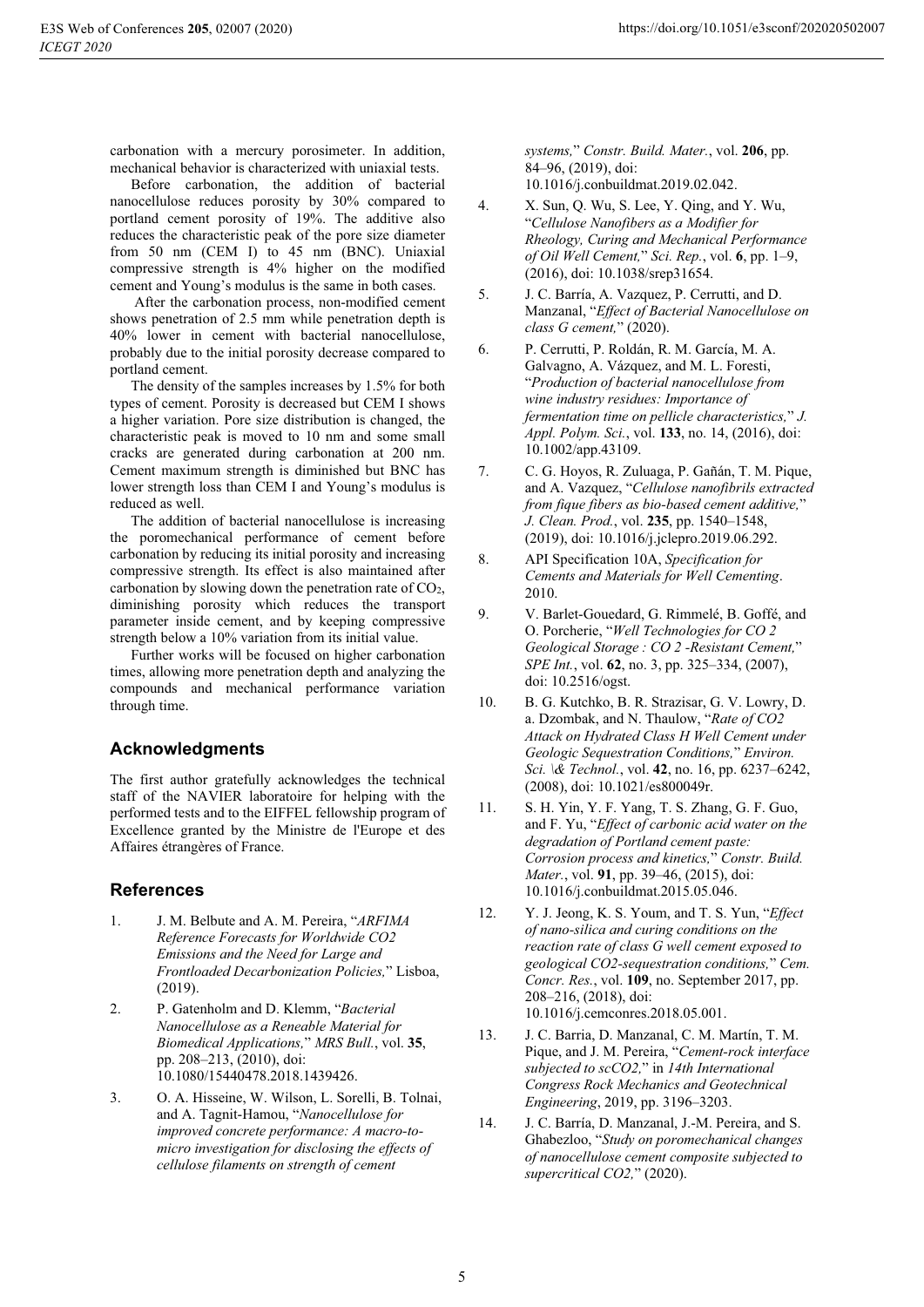carbonation with a mercury porosimeter. In addition, mechanical behavior is characterized with uniaxial tests.

Before carbonation, the addition of bacterial nanocellulose reduces porosity by 30% compared to portland cement porosity of 19%. The additive also reduces the characteristic peak of the pore size diameter from 50 nm (CEM I) to 45 nm (BNC). Uniaxial compressive strength is 4% higher on the modified cement and Young's modulus is the same in both cases.

After the carbonation process, non-modified cement shows penetration of 2.5 mm while penetration depth is 40% lower in cement with bacterial nanocellulose, probably due to the initial porosity decrease compared to portland cement.

The density of the samples increases by 1.5% for both types of cement. Porosity is decreased but CEM I shows a higher variation. Pore size distribution is changed, the characteristic peak is moved to 10 nm and some small cracks are generated during carbonation at 200 nm. Cement maximum strength is diminished but BNC has lower strength loss than CEM I and Young's modulus is reduced as well.

The addition of bacterial nanocellulose is increasing the poromechanical performance of cement before carbonation by reducing its initial porosity and increasing compressive strength. Its effect is also maintained after carbonation by slowing down the penetration rate of $CO_2$, diminishing porosity which reduces the transport parameter inside cement, and by keeping compressive strength below a 10% variation from its initial value.

Further works will be focused on higher carbonation times, allowing more penetration depth and analyzing the compounds and mechanical performance variation through time.

## Acknowledgments

The first author gratefully acknowledges the technical staff of the NAVIER laboratoire for helping with the performed tests and to the EIFFEL fellowship program of Excellence granted by the Ministre de l'Europe et des Affaires étrangères of France.

## References

1. J. M. Belbute and A. M. Pereira, "*ARFIMA Reference Forecasts for Worldwide CO2 Emissions and the Need for Large and Frontloaded Decarbonization Policies,*" Lisboa, (2019).
2. P. Gatenholm and D. Klemm, "*Bacterial Nanocellulose as a Reneable Material for Biomedical Applications,*" *MRS Bull.*, vol. **35**, pp. 208–213, (2010), doi: 10.1080/15440478.2018.1439426.
3. O. A. Hisseine, W. Wilson, L. Sorelli, B. Tolnai, and A. Tagnit-Hamou, "*Nanocellulose for improved concrete performance: A macro-to-micro investigation for disclosing the effects of cellulose filaments on strength of cement systems,*" *Constr. Build. Mater.*, vol. **206**, pp. 84–96, (2019), doi: 10.1016/j.conbuildmat.2019.02.042.
4. X. Sun, Q. Wu, S. Lee, Y. Qing, and Y. Wu, "*Cellulose Nanofibers as a Modifier for Rheology, Curing and Mechanical Performance of Oil Well Cement,*" *Sci. Rep.*, vol. **6**, pp. 1–9, (2016), doi: 10.1038/srep31654.
5. J. C. Barría, A. Vazquez, P. Cerrutti, and D. Manzanal, "*Effect of Bacterial Nanocellulose on class G cement,*" (2020).
6. P. Cerrutti, P. Roldán, R. M. García, M. A. Galvagno, A. Vázquez, and M. L. Foresti, "*Production of bacterial nanocellulose from wine industry residues: Importance of fermentation time on pellicle characteristics,*" *J. Appl. Polym. Sci.*, vol. **133**, no. 14, (2016), doi: 10.1002/app.43109.
7. C. G. Hoyos, R. Zuluaga, P. Gañán, T. M. Pique, and A. Vazquez, "*Cellulose nanofibrils extracted from fique fibers as bio-based cement additive,*" *J. Clean. Prod.*, vol. **235**, pp. 1540–1548, (2019), doi: 10.1016/j.jclepro.2019.06.292.
8. API Specification 10A, *Specification for Cements and Materials for Well Cementing*. 2010.
9. V. Barlet-Gouedard, G. Rimmelé, B. Goffé, and O. Porcherie, "*Well Technologies for CO 2 Geological Storage : CO 2 -Resistant Cement,*" *SPE Int.*, vol. **62**, no. 3, pp. 325–334, (2007), doi: 10.2516/ogst.
10. B. G. Kutchko, B. R. Strazisar, G. V. Lowry, D. a. Dzombak, and N. Thaulow, "*Rate of CO2 Attack on Hydrated Class H Well Cement under Geologic Sequestration Conditions,*" *Environ. Sci. \& Technol.*, vol. **42**, no. 16, pp. 6237–6242, (2008), doi: 10.1021/es800049r.
11. S. H. Yin, Y. F. Yang, T. S. Zhang, G. F. Guo, and F. Yu, "*Effect of carbonic acid water on the degradation of Portland cement paste: Corrosion process and kinetics,*" *Constr. Build. Mater.*, vol. **91**, pp. 39–46, (2015), doi: 10.1016/j.conbuildmat.2015.05.046.
12. Y. J. Jeong, K. S. Youm, and T. S. Yun, "*Effect of nano-silica and curing conditions on the reaction rate of class G well cement exposed to geological CO2-sequestration conditions,*" *Cem. Concr. Res.*, vol. **109**, no. September 2017, pp. 208–216, (2018), doi: 10.1016/j.cemconres.2018.05.001.
13. J. C. Barria, D. Manzanal, C. M. Martín, T. M. Pique, and J. M. Pereira, "*Cement-rock interface subjected to scCO2,*" in *14th International Congress Rock Mechanics and Geotechnical Engineering*, 2019, pp. 3196–3203.
14. J. C. Barría, D. Manzanal, J.-M. Pereira, and S. Ghabezloo, "*Study on poromechanical changes of nanocellulose cement composite subjected to supercritical CO2,*" (2020).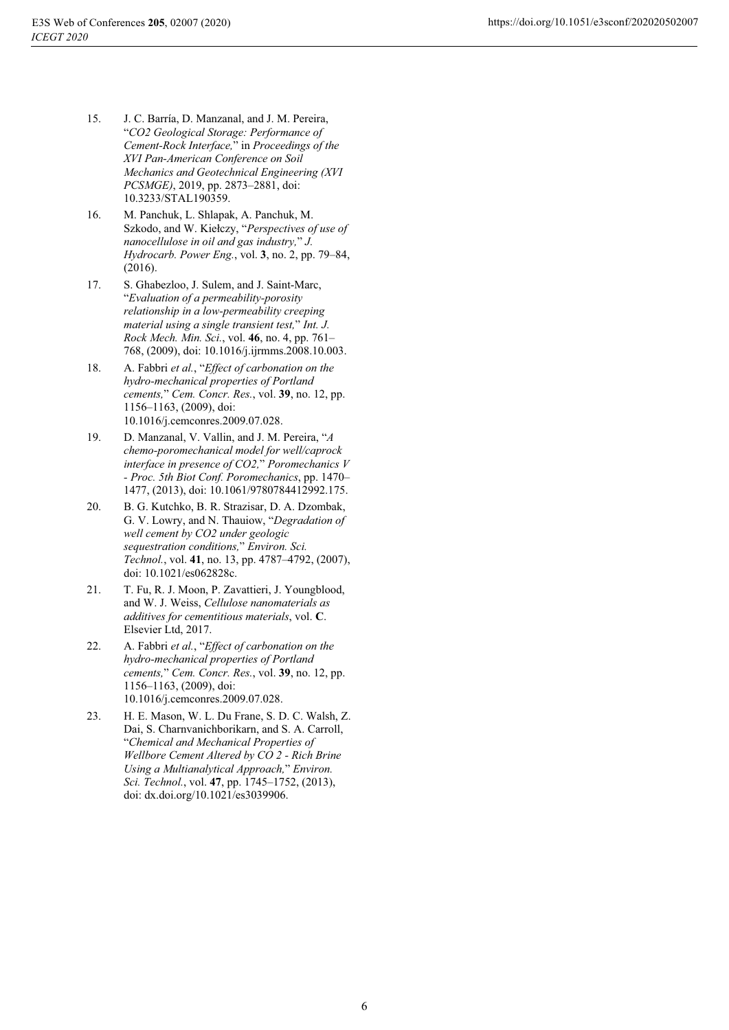15. J. C. Barría, D. Manzanal, and J. M. Pereira, "*CO2 Geological Storage: Performance of Cement-Rock Interface,*" in *Proceedings of the XVI Pan-American Conference on Soil Mechanics and Geotechnical Engineering (XVI PCSMGE)*, 2019, pp. 2873–2881, doi: 10.3233/STAL190359.
16. M. Panchuk, L. Shlapak, A. Panchuk, M. Szkodo, and W. Kiełczy, "*Perspectives of use of nanocellulose in oil and gas industry,*" *J. Hydrocarb. Power Eng.*, vol. **3**, no. 2, pp. 79–84, (2016).
17. S. Ghabezloo, J. Sulem, and J. Saint-Marc, "*Evaluation of a permeability-porosity relationship in a low-permeability creeping material using a single transient test,*" *Int. J. Rock Mech. Min. Sci.*, vol. **46**, no. 4, pp. 761–768, (2009), doi: 10.1016/j.ijrmms.2008.10.003.
18. A. Fabbri *et al.*, "*Effect of carbonation on the hydro-mechanical properties of Portland cements,*" *Cem. Concr. Res.*, vol. **39**, no. 12, pp. 1156–1163, (2009), doi: 10.1016/j.cemconres.2009.07.028.
19. D. Manzanal, V. Vallin, and J. M. Pereira, "*A chemo-poromechanical model for well/caprock interface in presence of CO2,*" *Poromechanics V - Proc. 5th Biot Conf. Poromechanics*, pp. 1470–1477, (2013), doi: 10.1061/9780784412992.175.
20. B. G. Kutchko, B. R. Strazisar, D. A. Dzombak, G. V. Lowry, and N. Thauiow, "*Degradation of well cement by CO2 under geologic sequestration conditions,*" *Environ. Sci. Technol.*, vol. **41**, no. 13, pp. 4787–4792, (2007), doi: 10.1021/es062828c.
21. T. Fu, R. J. Moon, P. Zavattieri, J. Youngblood, and W. J. Weiss, *Cellulose nanomaterials as additives for cementitious materials*, vol. **C**. Elsevier Ltd, 2017.
22. A. Fabbri *et al.*, "*Effect of carbonation on the hydro-mechanical properties of Portland cements,*" *Cem. Concr. Res.*, vol. **39**, no. 12, pp. 1156–1163, (2009), doi: 10.1016/j.cemconres.2009.07.028.
23. H. E. Mason, W. L. Du Frane, S. D. C. Walsh, Z. Dai, S. Charnvanichborikarn, and S. A. Carroll, "*Chemical and Mechanical Properties of Wellbore Cement Altered by CO 2 - Rich Brine Using a Multianalytical Approach,*" *Environ. Sci. Technol.*, vol. **47**, pp. 1745–1752, (2013), doi: dx.doi.org/10.1021/es3039906.